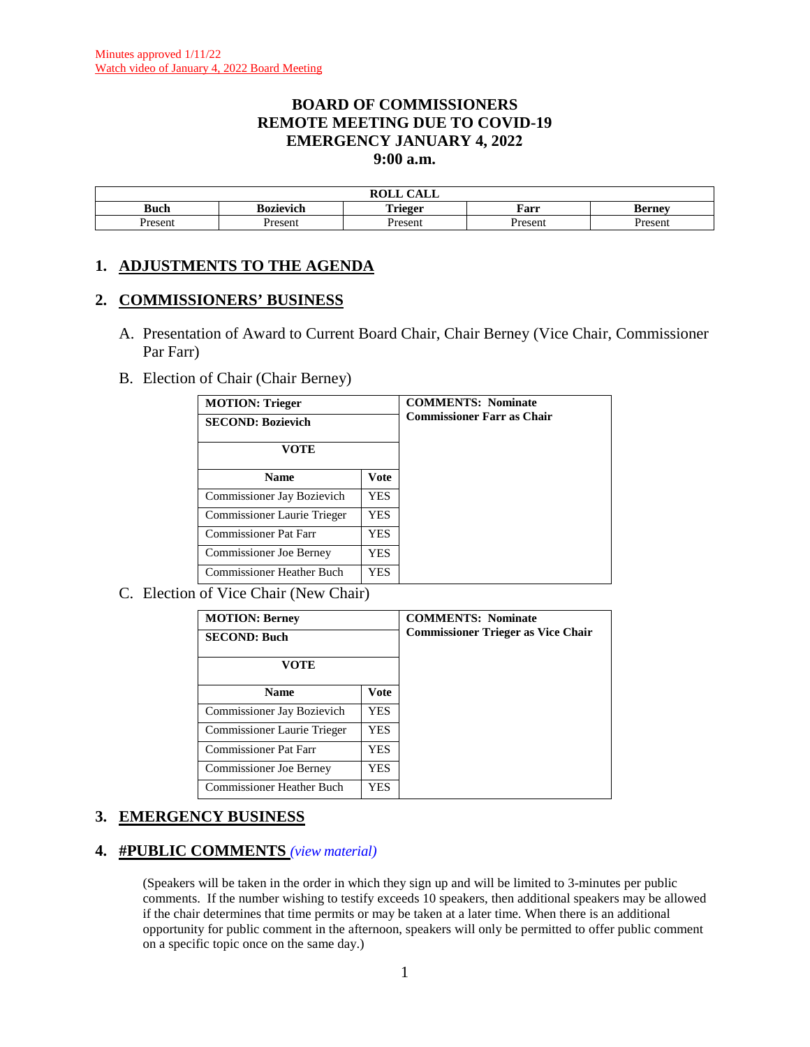Minutes approved 1/11/22
Watch video of January 4, 2022 Board Meeting

# BOARD OF COMMISSIONERS
# REMOTE MEETING DUE TO COVID-19
# EMERGENCY JANUARY 4, 2022
# 9:00 a.m.

| ROLL CALL | | | | |
|---|---|---|---|---|
| **Buch** | **Bozievich** | **Trieger** | **Farr** | **Berney** |
| Present | Present | Present | Present | Present |

## 1. ADJUSTMENTS TO THE AGENDA

## 2. COMMISSIONERS' BUSINESS

A. Presentation of Award to Current Board Chair, Chair Berney (Vice Chair, Commissioner Par Farr)

B. Election of Chair (Chair Berney)

**MOTION: Trieger**
**SECOND: Bozievich**
**COMMENTS: Nominate Commissioner Farr as Chair**

**VOTE**

| Name | Vote |
|---|---|
| Commissioner Jay Bozievich | YES |
| Commissioner Laurie Trieger | YES |
| Commissioner Pat Farr | YES |
| Commissioner Joe Berney | YES |
| Commissioner Heather Buch | YES |

C. Election of Vice Chair (New Chair)

**MOTION: Berney**
**SECOND: Buch**
**COMMENTS: Nominate Commissioner Trieger as Vice Chair**

**VOTE**

| Name | Vote |
|---|---|
| Commissioner Jay Bozievich | YES |
| Commissioner Laurie Trieger | YES |
| Commissioner Pat Farr | YES |
| Commissioner Joe Berney | YES |
| Commissioner Heather Buch | YES |

## 3. EMERGENCY BUSINESS

## 4. #PUBLIC COMMENTS *(view material)*

(Speakers will be taken in the order in which they sign up and will be limited to 3-minutes per public comments. If the number wishing to testify exceeds 10 speakers, then additional speakers may be allowed if the chair determines that time permits or may be taken at a later time. When there is an additional opportunity for public comment in the afternoon, speakers will only be permitted to offer public comment on a specific topic once on the same day.)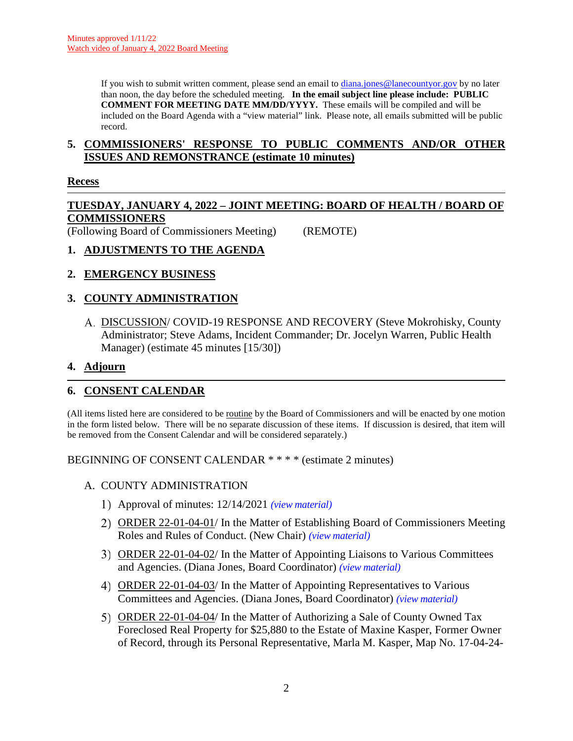Minutes approved 1/11/22
Watch video of January 4, 2022 Board Meeting

If you wish to submit written comment, please send an email to diana.jones@lanecountyor.gov by no later than noon, the day before the scheduled meeting. **In the email subject line please include: PUBLIC COMMENT FOR MEETING DATE MM/DD/YYYY.** These emails will be compiled and will be included on the Board Agenda with a "view material" link. Please note, all emails submitted will be public record.

## 5. COMMISSIONERS' RESPONSE TO PUBLIC COMMENTS AND/OR OTHER ISSUES AND REMONSTRANCE (estimate 10 minutes)

## Recess

---

## TUESDAY, JANUARY 4, 2022 – JOINT MEETING: BOARD OF HEALTH / BOARD OF COMMISSIONERS

(Following Board of Commissioners Meeting) (REMOTE)

## 1. ADJUSTMENTS TO THE AGENDA

## 2. EMERGENCY BUSINESS

## 3. COUNTY ADMINISTRATION

A. DISCUSSION/ COVID-19 RESPONSE AND RECOVERY (Steve Mokrohisky, County Administrator; Steve Adams, Incident Commander; Dr. Jocelyn Warren, Public Health Manager) (estimate 45 minutes [15/30])

## 4. Adjourn

---

## 6. CONSENT CALENDAR

(All items listed here are considered to be routine by the Board of Commissioners and will be enacted by one motion in the form listed below. There will be no separate discussion of these items. If discussion is desired, that item will be removed from the Consent Calendar and will be considered separately.)

BEGINNING OF CONSENT CALENDAR * * * * (estimate 2 minutes)

A. COUNTY ADMINISTRATION

1) Approval of minutes: 12/14/2021 *(view material)*

2) ORDER 22-01-04-01/ In the Matter of Establishing Board of Commissioners Meeting Roles and Rules of Conduct. (New Chair) *(view material)*

3) ORDER 22-01-04-02/ In the Matter of Appointing Liaisons to Various Committees and Agencies. (Diana Jones, Board Coordinator) *(view material)*

4) ORDER 22-01-04-03/ In the Matter of Appointing Representatives to Various Committees and Agencies. (Diana Jones, Board Coordinator) *(view material)*

5) ORDER 22-01-04-04/ In the Matter of Authorizing a Sale of County Owned Tax Foreclosed Real Property for $25,880 to the Estate of Maxine Kasper, Former Owner of Record, through its Personal Representative, Marla M. Kasper, Map No. 17-04-24-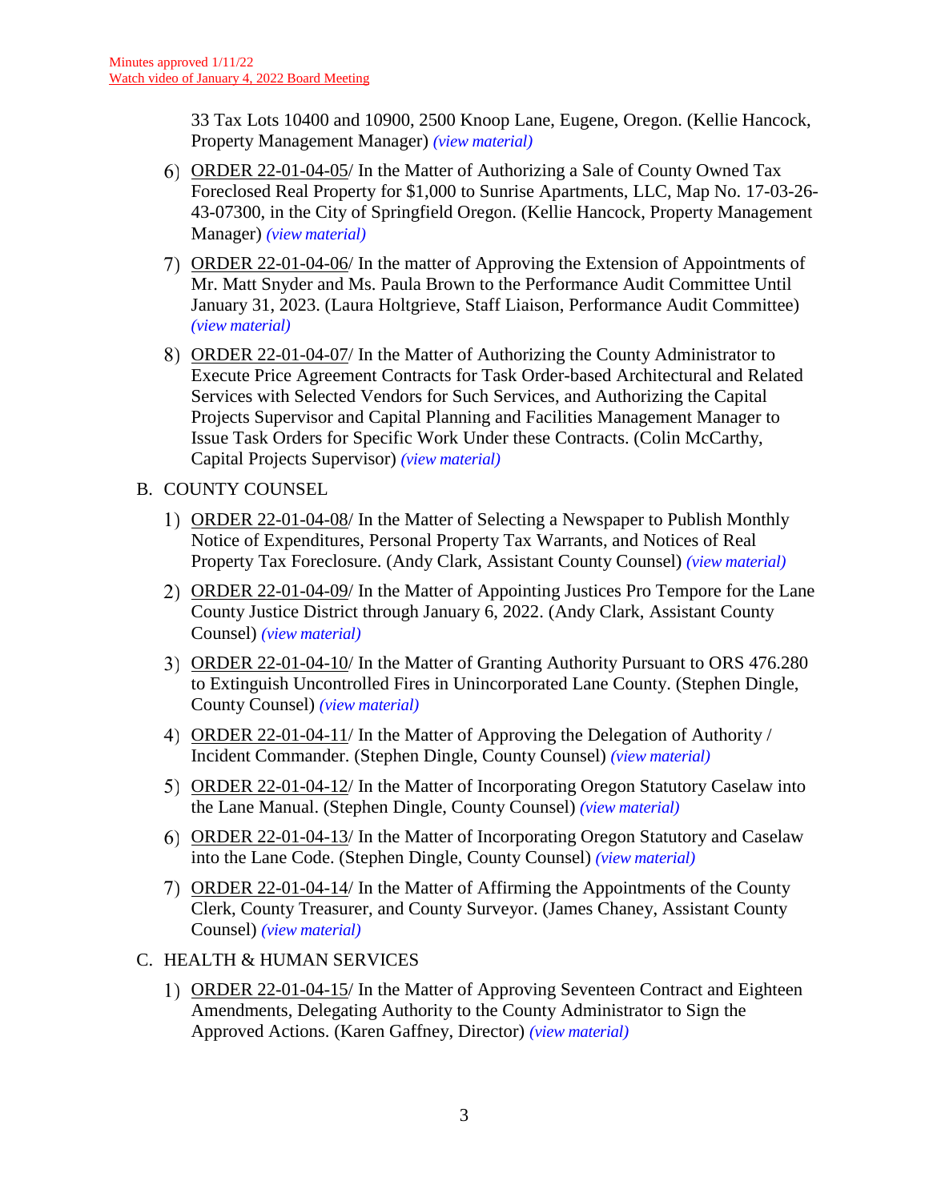Minutes approved 1/11/22
Watch video of January 4, 2022 Board Meeting

33 Tax Lots 10400 and 10900, 2500 Knoop Lane, Eugene, Oregon. (Kellie Hancock, Property Management Manager) *(view material)*

6) ORDER 22-01-04-05/ In the Matter of Authorizing a Sale of County Owned Tax Foreclosed Real Property for $1,000 to Sunrise Apartments, LLC, Map No. 17-03-26-43-07300, in the City of Springfield Oregon. (Kellie Hancock, Property Management Manager) *(view material)*

7) ORDER 22-01-04-06/ In the matter of Approving the Extension of Appointments of Mr. Matt Snyder and Ms. Paula Brown to the Performance Audit Committee Until January 31, 2023. (Laura Holtgrieve, Staff Liaison, Performance Audit Committee) *(view material)*

8) ORDER 22-01-04-07/ In the Matter of Authorizing the County Administrator to Execute Price Agreement Contracts for Task Order-based Architectural and Related Services with Selected Vendors for Such Services, and Authorizing the Capital Projects Supervisor and Capital Planning and Facilities Management Manager to Issue Task Orders for Specific Work Under these Contracts. (Colin McCarthy, Capital Projects Supervisor) *(view material)*

B. COUNTY COUNSEL

1) ORDER 22-01-04-08/ In the Matter of Selecting a Newspaper to Publish Monthly Notice of Expenditures, Personal Property Tax Warrants, and Notices of Real Property Tax Foreclosure. (Andy Clark, Assistant County Counsel) *(view material)*

2) ORDER 22-01-04-09/ In the Matter of Appointing Justices Pro Tempore for the Lane County Justice District through January 6, 2022. (Andy Clark, Assistant County Counsel) *(view material)*

3) ORDER 22-01-04-10/ In the Matter of Granting Authority Pursuant to ORS 476.280 to Extinguish Uncontrolled Fires in Unincorporated Lane County. (Stephen Dingle, County Counsel) *(view material)*

4) ORDER 22-01-04-11/ In the Matter of Approving the Delegation of Authority / Incident Commander. (Stephen Dingle, County Counsel) *(view material)*

5) ORDER 22-01-04-12/ In the Matter of Incorporating Oregon Statutory Caselaw into the Lane Manual. (Stephen Dingle, County Counsel) *(view material)*

6) ORDER 22-01-04-13/ In the Matter of Incorporating Oregon Statutory and Caselaw into the Lane Code. (Stephen Dingle, County Counsel) *(view material)*

7) ORDER 22-01-04-14/ In the Matter of Affirming the Appointments of the County Clerk, County Treasurer, and County Surveyor. (James Chaney, Assistant County Counsel) *(view material)*

C. HEALTH & HUMAN SERVICES

1) ORDER 22-01-04-15/ In the Matter of Approving Seventeen Contract and Eighteen Amendments, Delegating Authority to the County Administrator to Sign the Approved Actions. (Karen Gaffney, Director) *(view material)*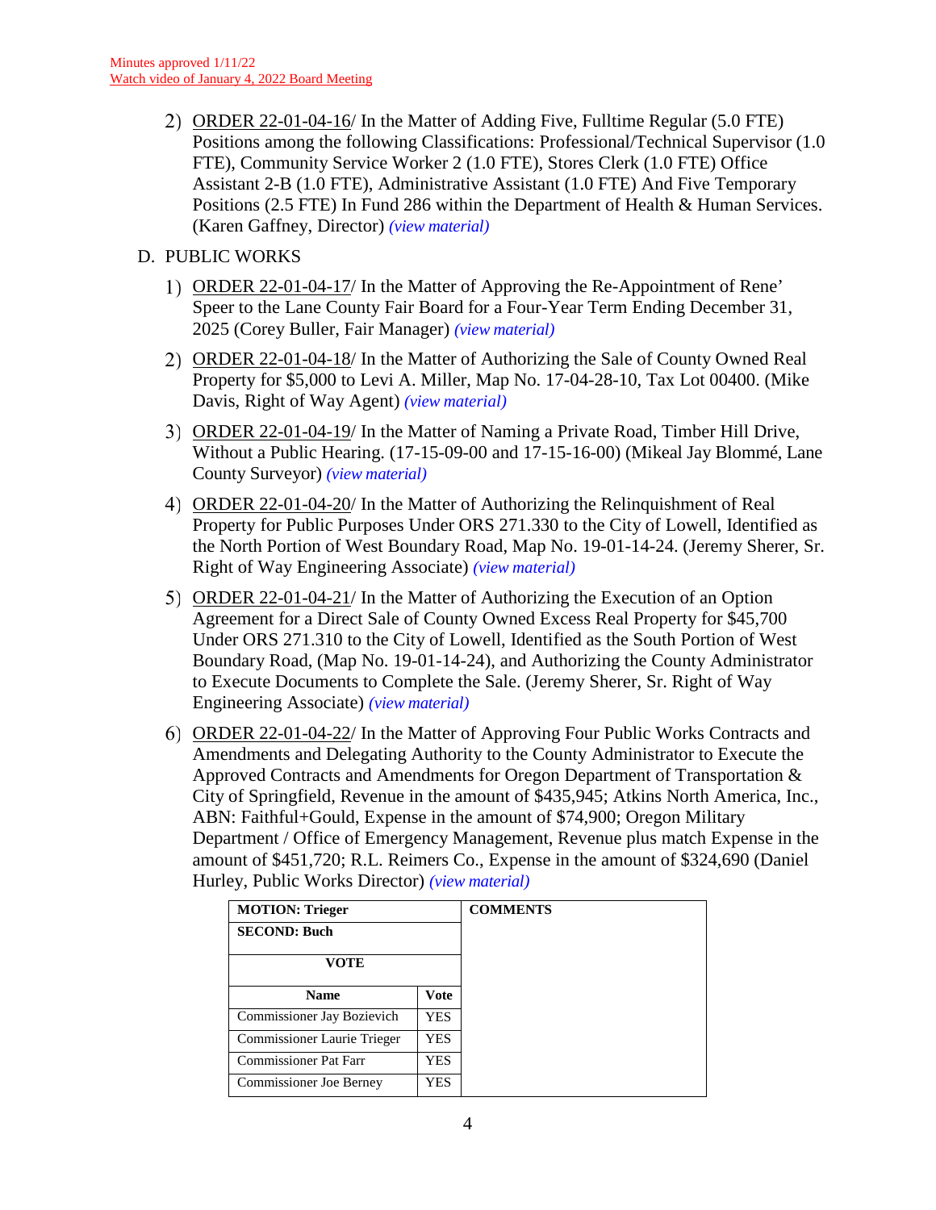Minutes approved 1/11/22
Watch video of January 4, 2022 Board Meeting

2) ORDER 22-01-04-16/ In the Matter of Adding Five, Fulltime Regular (5.0 FTE) Positions among the following Classifications: Professional/Technical Supervisor (1.0 FTE), Community Service Worker 2 (1.0 FTE), Stores Clerk (1.0 FTE) Office Assistant 2-B (1.0 FTE), Administrative Assistant (1.0 FTE) And Five Temporary Positions (2.5 FTE) In Fund 286 within the Department of Health & Human Services. (Karen Gaffney, Director) *(view material)*

D. PUBLIC WORKS

1) ORDER 22-01-04-17/ In the Matter of Approving the Re-Appointment of Rene' Speer to the Lane County Fair Board for a Four-Year Term Ending December 31, 2025 (Corey Buller, Fair Manager) *(view material)*

2) ORDER 22-01-04-18/ In the Matter of Authorizing the Sale of County Owned Real Property for $5,000 to Levi A. Miller, Map No. 17-04-28-10, Tax Lot 00400. (Mike Davis, Right of Way Agent) *(view material)*

3) ORDER 22-01-04-19/ In the Matter of Naming a Private Road, Timber Hill Drive, Without a Public Hearing. (17-15-09-00 and 17-15-16-00) (Mikeal Jay Blommé, Lane County Surveyor) *(view material)*

4) ORDER 22-01-04-20/ In the Matter of Authorizing the Relinquishment of Real Property for Public Purposes Under ORS 271.330 to the City of Lowell, Identified as the North Portion of West Boundary Road, Map No. 19-01-14-24. (Jeremy Sherer, Sr. Right of Way Engineering Associate) *(view material)*

5) ORDER 22-01-04-21/ In the Matter of Authorizing the Execution of an Option Agreement for a Direct Sale of County Owned Excess Real Property for $45,700 Under ORS 271.310 to the City of Lowell, Identified as the South Portion of West Boundary Road, (Map No. 19-01-14-24), and Authorizing the County Administrator to Execute Documents to Complete the Sale. (Jeremy Sherer, Sr. Right of Way Engineering Associate) *(view material)*

6) ORDER 22-01-04-22/ In the Matter of Approving Four Public Works Contracts and Amendments and Delegating Authority to the County Administrator to Execute the Approved Contracts and Amendments for Oregon Department of Transportation & City of Springfield, Revenue in the amount of $435,945; Atkins North America, Inc., ABN: Faithful+Gould, Expense in the amount of $74,900; Oregon Military Department / Office of Emergency Management, Revenue plus match Expense in the amount of $451,720; R.L. Reimers Co., Expense in the amount of $324,690 (Daniel Hurley, Public Works Director) *(view material)*

| **MOTION: Trieger** | | **COMMENTS** |
|---|---|---|
| **SECOND: Buch** | | |
| **VOTE** | | |
| **Name** | **Vote** | |
| Commissioner Jay Bozievich | YES | |
| Commissioner Laurie Trieger | YES | |
| Commissioner Pat Farr | YES | |
| Commissioner Joe Berney | YES | |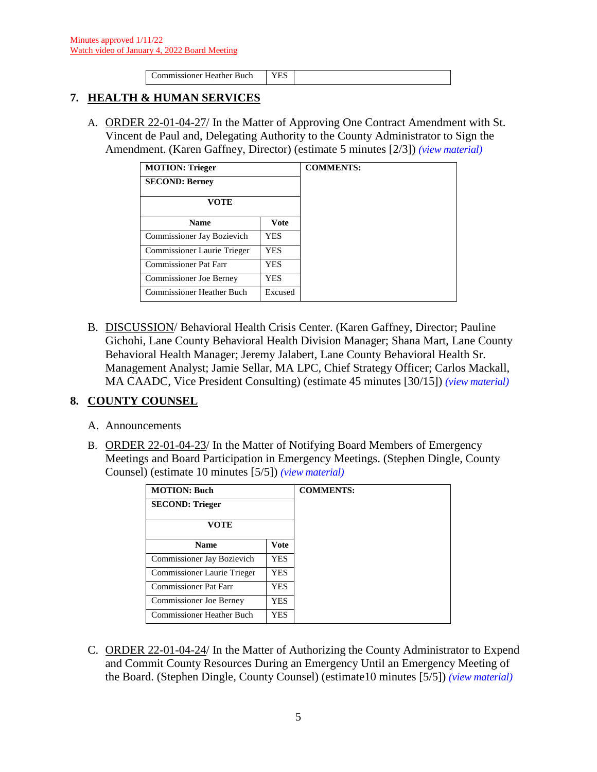Minutes approved 1/11/22
Watch video of January 4, 2022 Board Meeting

| Commissioner Heather Buch | YES | |
|---|---|---|

## 7. HEALTH & HUMAN SERVICES

A. ORDER 22-01-04-27/ In the Matter of Approving One Contract Amendment with St. Vincent de Paul and, Delegating Authority to the County Administrator to Sign the Amendment. (Karen Gaffney, Director) (estimate 5 minutes [2/3]) *(view material)*

| **MOTION: Trieger** | | **COMMENTS:** |
|---|---|---|
| **SECOND: Berney** | | |
| **VOTE** | | |
| **Name** | **Vote** | |
| Commissioner Jay Bozievich | YES | |
| Commissioner Laurie Trieger | YES | |
| Commissioner Pat Farr | YES | |
| Commissioner Joe Berney | YES | |
| Commissioner Heather Buch | Excused | |

B. DISCUSSION/ Behavioral Health Crisis Center. (Karen Gaffney, Director; Pauline Gichohi, Lane County Behavioral Health Division Manager; Shana Mart, Lane County Behavioral Health Manager; Jeremy Jalabert, Lane County Behavioral Health Sr. Management Analyst; Jamie Sellar, MA LPC, Chief Strategy Officer; Carlos Mackall, MA CAADC, Vice President Consulting) (estimate 45 minutes [30/15]) *(view material)*

## 8. COUNTY COUNSEL

A. Announcements

B. ORDER 22-01-04-23/ In the Matter of Notifying Board Members of Emergency Meetings and Board Participation in Emergency Meetings. (Stephen Dingle, County Counsel) (estimate 10 minutes [5/5]) *(view material)*

| **MOTION: Buch** | | **COMMENTS:** |
|---|---|---|
| **SECOND: Trieger** | | |
| **VOTE** | | |
| **Name** | **Vote** | |
| Commissioner Jay Bozievich | YES | |
| Commissioner Laurie Trieger | YES | |
| Commissioner Pat Farr | YES | |
| Commissioner Joe Berney | YES | |
| Commissioner Heather Buch | YES | |

C. ORDER 22-01-04-24/ In the Matter of Authorizing the County Administrator to Expend and Commit County Resources During an Emergency Until an Emergency Meeting of the Board. (Stephen Dingle, County Counsel) (estimate10 minutes [5/5]) *(view material)*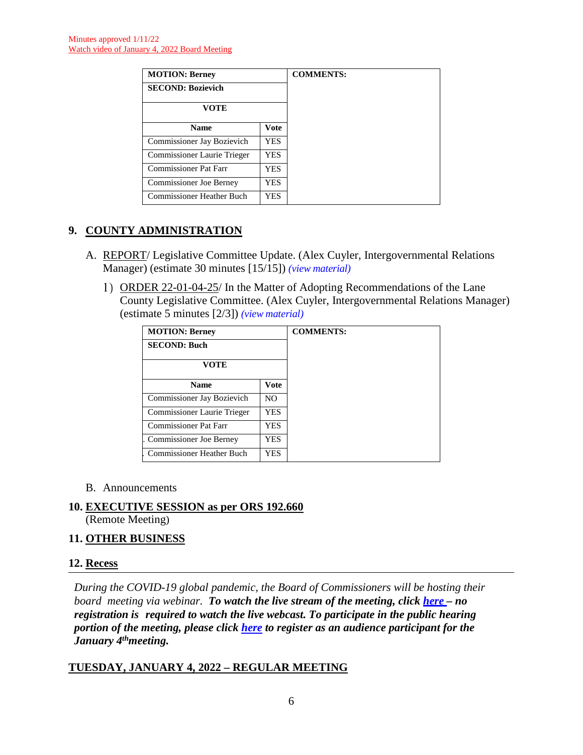Minutes approved 1/11/22
Watch video of January 4, 2022 Board Meeting

| MOTION: Berney | | COMMENTS: |
|---|---|---|
| SECOND: Bozievich | | |
| VOTE | | |
| Name | Vote | |
| Commissioner Jay Bozievich | YES | |
| Commissioner Laurie Trieger | YES | |
| Commissioner Pat Farr | YES | |
| Commissioner Joe Berney | YES | |
| Commissioner Heather Buch | YES | |

## 9. COUNTY ADMINISTRATION

A. REPORT/ Legislative Committee Update. (Alex Cuyler, Intergovernmental Relations Manager) (estimate 30 minutes [15/15]) *(view material)*

1) ORDER 22-01-04-25/ In the Matter of Adopting Recommendations of the Lane County Legislative Committee. (Alex Cuyler, Intergovernmental Relations Manager) (estimate 5 minutes [2/3]) *(view material)*

| MOTION: Berney | | COMMENTS: |
|---|---|---|
| SECOND: Buch | | |
| VOTE | | |
| Name | Vote | |
| Commissioner Jay Bozievich | NO | |
| Commissioner Laurie Trieger | YES | |
| Commissioner Pat Farr | YES | |
| Commissioner Joe Berney | YES | |
| Commissioner Heather Buch | YES | |

B. Announcements

## 10. EXECUTIVE SESSION as per ORS 192.660
(Remote Meeting)

## 11. OTHER BUSINESS

## 12. Recess

*During the COVID-19 global pandemic, the Board of Commissioners will be hosting their board meeting via webinar.* ***To watch the live stream of the meeting, click here – no registration is required to watch the live webcast. To participate in the public hearing portion of the meeting, please click here to register as an audience participant for the January 4th meeting.***

## TUESDAY, JANUARY 4, 2022 – REGULAR MEETING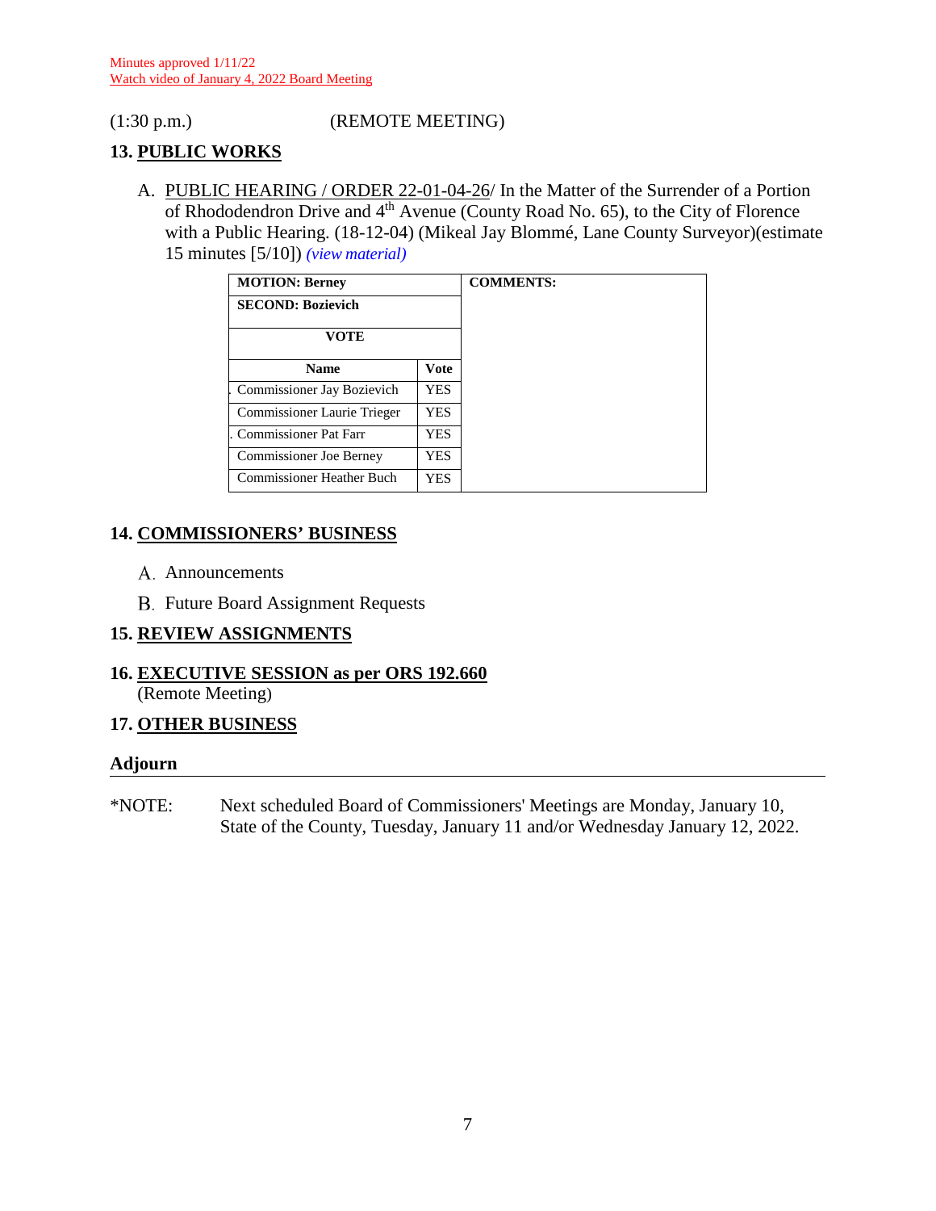Minutes approved 1/11/22
Watch video of January 4, 2022 Board Meeting

(1:30 p.m.) (REMOTE MEETING)

## 13. PUBLIC WORKS

A. PUBLIC HEARING / ORDER 22-01-04-26/ In the Matter of the Surrender of a Portion of Rhododendron Drive and 4th Avenue (County Road No. 65), to the City of Florence with a Public Hearing. (18-12-04) (Mikeal Jay Blommé, Lane County Surveyor)(estimate 15 minutes [5/10]) *(view material)*

| MOTION: Berney | | COMMENTS: |
|---|---|---|
| SECOND: Bozievich | | |
| VOTE | | |
| Name | Vote | |
| Commissioner Jay Bozievich | YES | |
| Commissioner Laurie Trieger | YES | |
| Commissioner Pat Farr | YES | |
| Commissioner Joe Berney | YES | |
| Commissioner Heather Buch | YES | |

## 14. COMMISSIONERS' BUSINESS

A. Announcements

B. Future Board Assignment Requests

## 15. REVIEW ASSIGNMENTS

## 16. EXECUTIVE SESSION as per ORS 192.660

(Remote Meeting)

## 17. OTHER BUSINESS

## Adjourn

*NOTE: Next scheduled Board of Commissioners' Meetings are Monday, January 10, State of the County, Tuesday, January 11 and/or Wednesday January 12, 2022.